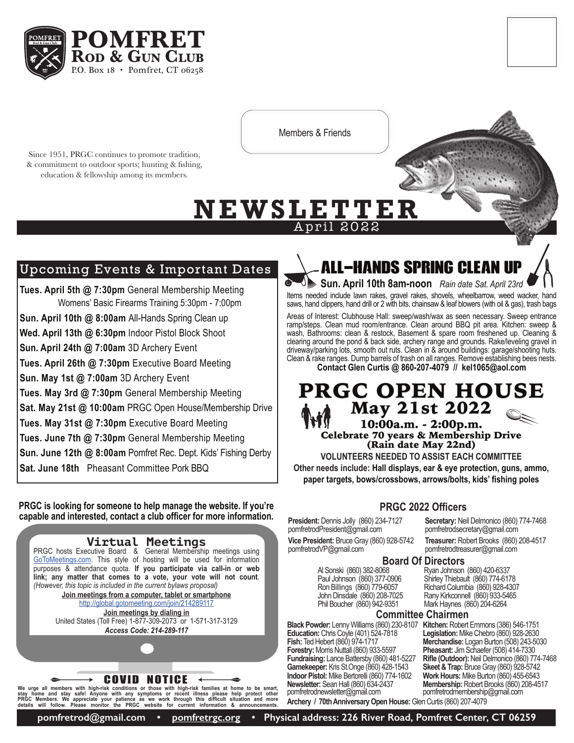# POMFRET ROD & GUN CLUB

P.O. Box 18 • Pomfret, CT 06258

Members & Friends

Since 1951, PRGC continues to promote tradition, & commitment to outdoor sports; hunting & fishing, education & fellowship among its members.

# NEWSLETTER

April 2022

## Upcoming Events & Important Dates

**Tues. April 5th @ 7:30pm** General Membership Meeting
Womens' Basic Firearms Training 5:30pm - 7:00pm

**Sun. April 10th @ 8:00am** All-Hands Spring Clean up

**Wed. April 13th @ 6:30pm** Indoor Pistol Block Shoot

**Sun. April 24th @ 7:00am** 3D Archery Event

**Tues. April 26th @ 7:30pm** Executive Board Meeting

**Sun. May 1st @ 7:00am** 3D Archery Event

**Tues. May 3rd @ 7:30pm** General Membership Meeting

**Sat. May 21st @ 10:00am** PRGC Open House/Membership Drive

**Tues. May 31st @ 7:30pm** Executive Board Meeting

**Tues. June 7th @ 7:30pm** General Membership Meeting

**Sun. June 12th @ 8:00am** Pomfret Rec. Dept. Kids' Fishing Derby

**Sat. June 18th** Pheasant Committee Pork BBQ

**PRGC is looking for someone to help manage the website. If you're capable and interested, contact a club officer for more information.**

## Virtual Meetings

PRGC hosts Executive Board & General Membership meetings using GoToMeetings.com. This style of hosting will be used for information purposes & attendance quota. **If you participate via call-in or web link; any matter that comes to a vote, your vote will not count**. *(However, this topic is included in the current bylaws proposal)*

**Join meetings from a computer, tablet or smartphone**
http://global.gotomeeting.com/join/214289117

**Join meetings by dialing in**
United States (Toll Free) 1-877-309-2073 or 1-571-317-3129
*Access Code: 214-289-117*

## COVID NOTICE

**We urge all members with high-risk conditions or those with high-risk families at home to be smart, stay home and stay safe! Anyone with any symptoms or recent illness please help protect other PRGC Members. We appreciate your patience as we work through this difficult situation and more details will follow. Please monitor the PRGC website for current information & announcements.**

## ALL-HANDS SPRING CLEAN UP

**Sun. April 10th 8am-noon** *Rain date Sat. April 23rd*

Items needed include lawn rakes, gravel rakes, shovels, wheelbarrow, weed wacker, hand saws, hand clippers, hand drill or 2 with bits, chainsaw & leaf blowers (with oil & gas), trash bags

Areas of Interest: Clubhouse Hall: sweep/wash/wax as seen necessary. Sweep entrance ramp/steps. Clean mud room/entrance. Clean around BBQ pit area. Kitchen: sweep & wash, Bathrooms: clean & restock, Basement & spare room freshened up. Cleaning & clearing around the pond & back side, archery range and grounds. Rake/leveling gravel in driveway/parking lots, smooth out ruts. Clean in & around buildings: garage/shooting huts. Clean & rake ranges. Dump barrels of trash on all ranges. Remove establishing bees nests.

**Contact Glen Curtis @ 860-207-4079 // kel1065@aol.com**

## PRGC OPEN HOUSE

### May 21st 2022

**10:00a.m. - 2:00p.m.**

**Celebrate 70 years & Membership Drive**
**(Rain date May 22nd)**

**VOLUNTEERS NEEDED TO ASSIST EACH COMMITTEE**

**Other needs include: Hall displays, ear & eye protection, guns, ammo, paper targets, bows/crossbows, arrows/bolts, kids' fishing poles**

## PRGC 2022 Officers

**President:** Dennis Jolly (860) 234-7127
pomfretrodPresident@gmail.com

**Vice President:** Bruce Gray (860) 928-5742
pomfretrodVP@gmail.com

**Secretary:** Neil Delmonico (860) 774-7468
pomfretrodsecretary@gmail.com

**Treasurer:** Robert Brooks (860) 208-4517
pomfretrodtreasurer@gmail.com

### Board Of Directors

Al Sonski (860) 382-8068
Paul Johnson (860) 377-0906
Ron Billings (860) 779-6057
John Dinsdale (860) 208-7025
Phil Boucher (860) 942-9351
Ryan Johnson (860) 420-6337
Shirley Thiebault (860) 774-6178
Richard Columbia (860) 928-4307
Rany Kirkconnell (860) 933-5465
Mark Haynes (860) 204-6264

### Committee Chairmen

**Black Powder:** Lenny Williams (860) 230-8107
**Education:** Chris Coyle (401) 524-7818
**Fish:** Ted Hebert (860) 974-1717
**Forestry:** Morris Nuttall (860) 933-5597
**Fundraising:** Lance Battersby (860) 481-5227
**Gamekeeper:** Kris St.Onge (860) 428-1543
**Indoor Pistol:** Mike Bertorelli (860) 774-1602
**Newsletter:** Sean Hall (860) 634-2437
pomfretrodnewsletter@gmail.com
**Kitchen:** Robert Emmons (386) 546-1751
**Legislation:** Mike Chebro (860) 928-2630
**Merchandise:** Logan Burton (508) 243-5030
**Pheasant:** Jim Schaefer (508) 414-7330
**Rifle (Outdoor):** Neil Delmonico (860) 774-7468
**Skeet & Trap:** Bruce Gray (860) 928-5742
**Work Hours:** Mike Burton (860) 455-6543
**Membership:** Robert Brooks (860) 208-4517
pomfretrodmembership@gmail.com
**Archery / 70th Anniversary Open House:** Glen Curtis (860) 207-4079

**pomfretrod@gmail.com • pomfretrgc.org • Physical address: 226 River Road, Pomfret Center, CT 06259**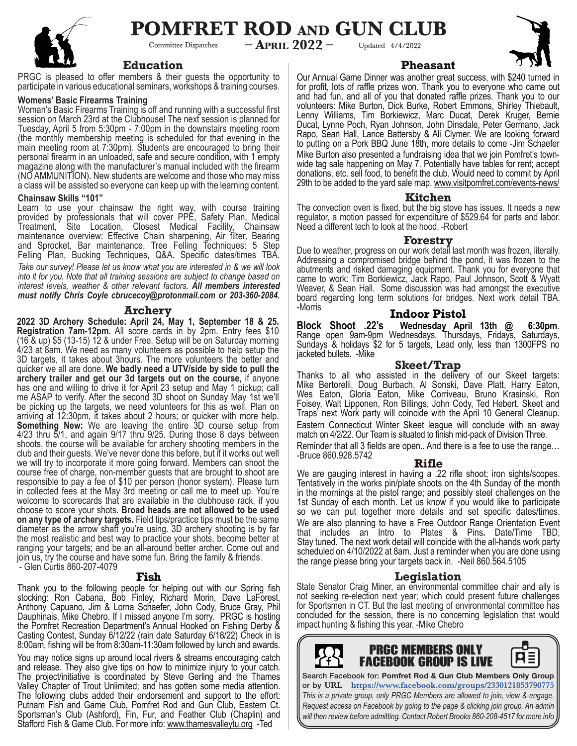# POMFRET ROD AND GUN CLUB

Committee Dispatches — **April 2022** — Updated 4/4/2022

## Education

PRGC is pleased to offer members & their guests the opportunity to participate in various educational seminars, workshops & training courses.

**Womens' Basic Firearms Training**

Woman's Basic Firearms Training is off and running with a successful first session on March 23rd at the Clubhouse! The next session is planned for Tuesday, April 5 from 5:30pm - 7:00pm in the downstairs meeting room (the monthly membership meeting is scheduled for that evening in the main meeting room at 7:30pm). Students are encouraged to bring their personal firearm in an unloaded, safe and secure condition, with 1 empty magazine along with the manufacturer's manual included with the firearm (NO AMMUNITION). New students are welcome and those who may miss a class will be assisted so everyone can keep up with the learning content.

**Chainsaw Skills "101"**

Learn to use your chainsaw the right way, with course training provided by professionals that will cover PPE, Safety Plan, Medical Treatment, Site Location, Closest Medical Facility, Chainsaw maintenance overview: Effective Chain sharpening, Air filter, Bearing and Sprocket, Bar maintenance, Tree Felling Techniques: 5 Step Felling Plan, Bucking Techniques, Q&A. Specific dates/times TBA.

*Take our survey! Please let us know what you are interested in & we will look into it for you. Note that all training sessions are subject to change based on interest levels, weather & other relevant factors.* ***All members interested must notify Chris Coyle cbrucecoy@protonmail.com or 203-360-2084.***

## Archery

**2022 3D Archery Schedule: April 24, May 1, September 18 & 25. Registration 7am-12pm.** All score cards in by 2pm. Entry fees $10 (16 & up) $5 (13-15) 12 & under Free. Setup will be on Saturday morning 4/23 at 8am. We need as many volunteers as possible to help setup the 3D targets, it takes about 3hours. The more volunteers the better and quicker we all are done. **We badly need a UTV/side by side to pull the archery trailer and get our 3d targets out on the course**, if anyone has one and willing to drive it for April 23 setup and May 1 pickup; call me ASAP to verify. After the second 3D shoot on Sunday May 1st we'll be picking up the targets, we need volunteers for this as well. Plan on arriving at 12:30pm, it takes about 2 hours; or quicker with more help. **Something New:** We are leaving the entire 3D course setup from 4/23 thru 5/1, and again 9/17 thru 9/25. During those 8 days between shoots, the course will be available for archery shooting members in the club and their guests. We've never done this before, but if it works out well we will try to incorporate it more going forward. Members can shoot the course free of charge, non-member guests that are brought to shoot are responsible to pay a fee of $10 per person (honor system). Please turn in collected fees at the May 3rd meeting or call me to meet up. You're welcome to scorecards that are available in the clubhouse rack, if you choose to score your shots. **Broad heads are not allowed to be used on any type of archery targets.** Field tips/practice tips must be the same diameter as the arrow shaft you're using. 3D archery shooting is by far the most realistic and best way to practice your shots, become better at ranging your targets; and be an all-around better archer. Come out and join us, try the course and have some fun. Bring the family & friends.
- Glen Curtis 860-207-4079

## Fish

Thank you to the following people for helping out with our Spring fish stocking: Ron Cabana, Bob Finley, Richard Morin, Dave LaForest, Anthony Capuano, Jim & Lorna Schaefer, John Cody, Bruce Gray, Phil Dauphinais, Mike Chebro. If I missed anyone I'm sorry. PRGC is hosting the Pomfret Recreation Department's Annual Hooked on Fishing Derby & Casting Contest, Sunday 6/12/22 (rain date Saturday 6/18/22) Check in is 8:00am, fishing will be from 8:30am-11:30am followed by lunch and awards.

You may notice signs up around local rivers & streams encouraging catch and release. They also give tips on how to minimize injury to your catch. The project/initiative is coordinated by Steve Gerling and the Thames Valley Chapter of Trout Unlimited; and has gotten some media attention. The following clubs added their endorsement and support to the effort: Putnam Fish and Game Club, Pomfret Rod and Gun Club, Eastern Ct. Sportsman's Club (Ashford), Fin, Fur, and Feather Club (Chaplin) and Stafford Fish & Game Club. For more info: www.thamesvalleytu.org -Ted

## Pheasant

Our Annual Game Dinner was another great success, with $240 turned in for profit, lots of raffle prizes won. Thank you to everyone who came out and had fun, and all of you that donated raffle prizes. Thank you to our volunteers: Mike Burton, Dick Burke, Robert Emmons, Shirley Thiebault, Lenny Williams, Tim Borkiewicz, Marc Ducat, Derek Kruger, Bernie Ducat, Lynne Poch, Ryan Johnson, John Dinsdale, Peter Germano, Jack Rapo, Sean Hall, Lance Battersby & Ali Clymer. We are looking forward to putting on a Pork BBQ June 18th, more details to come -Jim Schaefer

Mike Burton also presented a fundraising idea that we join Pomfret's town-wide tag sale happening on May 7. Potentially have tables for rent; accept donations, etc. sell food, to benefit the club. Would need to commit by April 29th to be added to the yard sale map. www.visitpomfret.com/events-news/

## Kitchen

The convection oven is fixed, but the big stove has issues. It needs a new regulator, a motion passed for expenditure of $529.64 for parts and labor. Need a different tech to look at the hood. -Robert

## Forestry

Due to weather, progress on our work detail last month was frozen, literally. Addressing a compromised bridge behind the pond, it was frozen to the abutments and risked damaging equipment. Thank you for everyone that came to work: Tim Borkiewicz, Jack Rapo, Paul Johnson, Scott & Wyatt Weaver, & Sean Hall. Some discussion was had amongst the executive board regarding long term solutions for bridges. Next work detail TBA. -Morris

## Indoor Pistol

**Block Shoot .22's Wednesday April 13th @ 6:30pm**. Range open 9am-9pm Wednesdays, Thursdays, Fridays, Saturdays, Sundays & holidays $2 for 5 targets, Lead only, less than 1300FPS no jacketed bullets. -Mike

## Skeet/Trap

Thanks to all who assisted in the delivery of our Skeet targets: Mike Bertorelli, Doug Burbach, Al Sonski, Dave Platt, Harry Eaton, Wes Eaton, Gloria Eaton, Mike Corriveau, Bruno Krasinski, Ron Foisey, Walt Lipponen, Ron Billings, John Cody, Ted Hebert. Skeet and Traps' next Work party will coincide with the April 10 General Cleanup.

Eastern Connecticut Winter Skeet league will conclude with an away match on 4/2/22. Our Team is situated to finish mid-pack of Division Three.

Reminder that all 3 fields are open.. And there is a fee to use the range…
-Bruce 860.928.5742

## Rifle

We are gauging interest in having a .22 rifle shoot; iron sights/scopes. Tentatively in the works pin/plate shoots on the 4th Sunday of the month in the mornings at the pistol range; and possibly steel challenges on the 1st Sunday of each month. Let us know if you would like to participate so we can put together more details and set specific dates/times.

We are also planning to have a Free Outdoor Range Orientation Event that includes an Intro to Plates & Pins**.** Date/Time TBD, Stay tuned. The next work detail will coincide with the all-hands work party scheduled on 4/10/2022 at 8am. Just a reminder when you are done using the range please bring your targets back in. -Neil 860.564.5105

## Legislation

State Senator Craig Miner, an environmental committee chair and ally is not seeking re-election next year; which could present future challenges for Sportsmen in CT. But the last meeting of environmental committee has concluded for the session, there is no concerning legislation that would impact hunting & fishing this year. -Mike Chebro

**PRGC MEMBERS ONLY FACEBOOK GROUP IS LIVE**

Search Facebook for: **Pomfret Rod & Gun Club Members Only Group** or by URL **https://www.facebook.com/groups/2330121853790775**

*This is a private group, only PRGC Members are allowed to join, view & engage. Request access on Facebook by going to the page & clicking join group. An admin will then review before admitting. Contact Robert Brooks 860-208-4517 for more info*